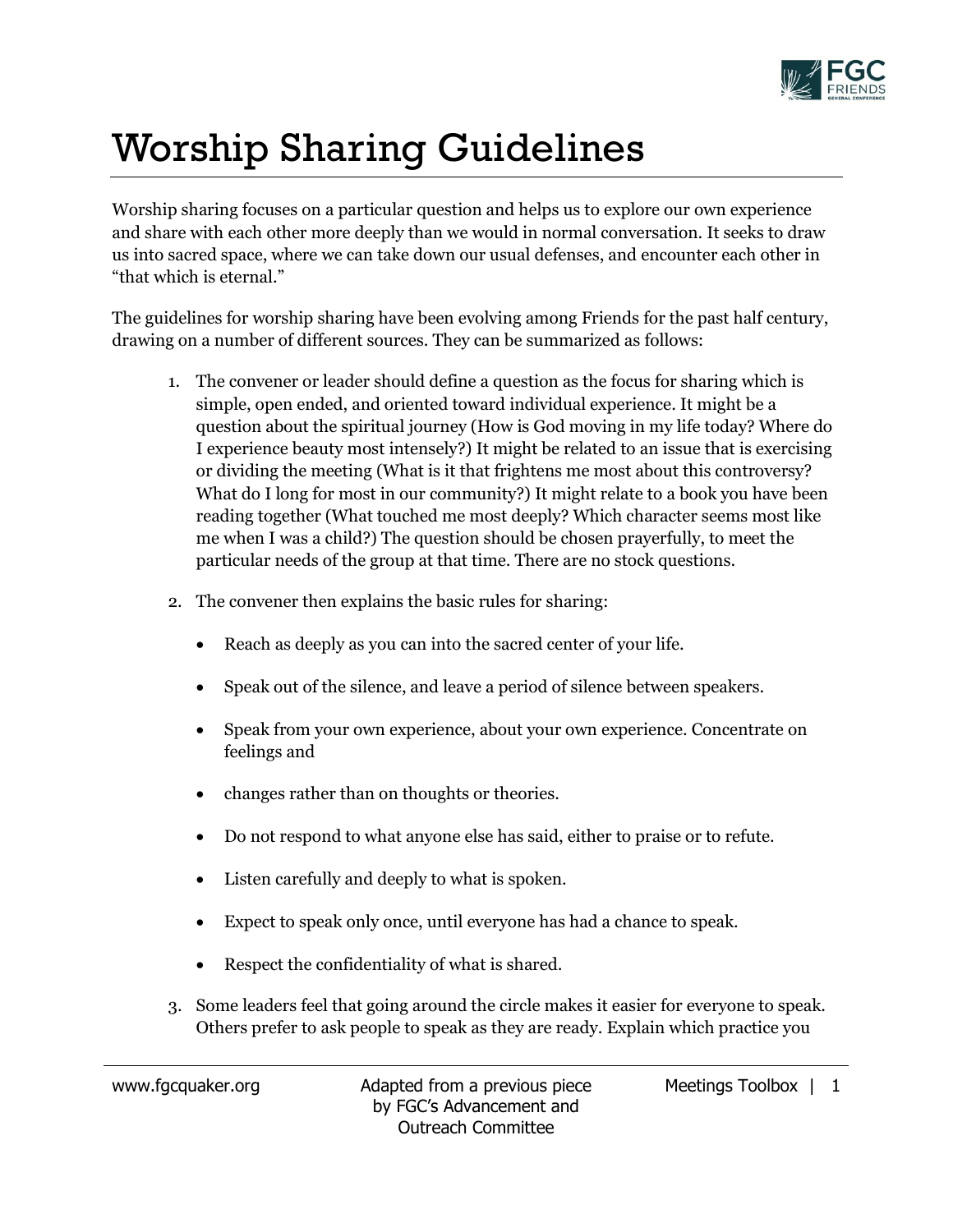# Worship Sharing Guidelines

Worship sharing focuses on a particular question and helps us to explore our own experience and share with each other more deeply than we would in normal conversation. It seeks to draw us into sacred space, where we can take down our usual defenses, and encounter each other in "that which is eternal."

The guidelines for worship sharing have been evolving among Friends for the past half century, drawing on a number of different sources. They can be summarized as follows:

1. The convener or leader should define a question as the focus for sharing which is simple, open ended, and oriented toward individual experience. It might be a question about the spiritual journey (How is God moving in my life today? Where do I experience beauty most intensely?) It might be related to an issue that is exercising or dividing the meeting (What is it that frightens me most about this controversy? What do I long for most in our community?) It might relate to a book you have been reading together (What touched me most deeply? Which character seems most like me when I was a child?) The question should be chosen prayerfully, to meet the particular needs of the group at that time. There are no stock questions.

2. The convener then explains the basic rules for sharing:

   - Reach as deeply as you can into the sacred center of your life.
   - Speak out of the silence, and leave a period of silence between speakers.
   - Speak from your own experience, about your own experience. Concentrate on feelings and
   - changes rather than on thoughts or theories.
   - Do not respond to what anyone else has said, either to praise or to refute.
   - Listen carefully and deeply to what is spoken.
   - Expect to speak only once, until everyone has had a chance to speak.
   - Respect the confidentiality of what is shared.

3. Some leaders feel that going around the circle makes it easier for everyone to speak. Others prefer to ask people to speak as they are ready. Explain which practice you

www.fgcquaker.org

Adapted from a previous piece by FGC's Advancement and Outreach Committee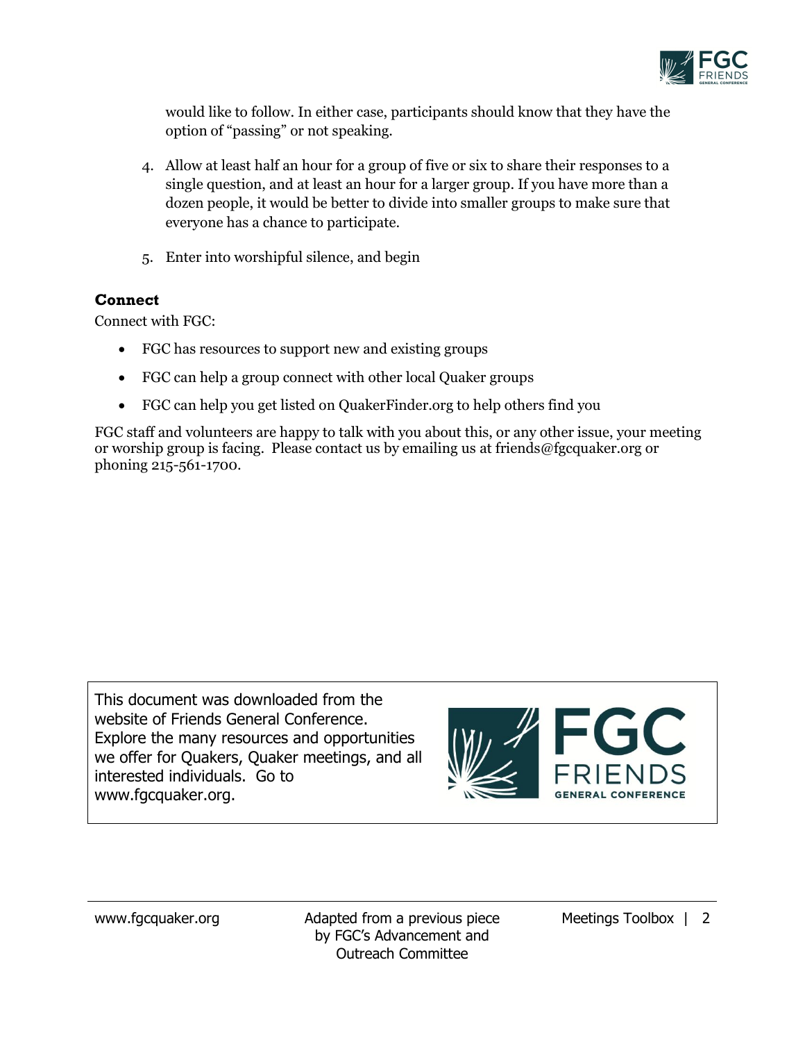would like to follow. In either case, participants should know that they have the option of "passing" or not speaking.

4. Allow at least half an hour for a group of five or six to share their responses to a single question, and at least an hour for a larger group. If you have more than a dozen people, it would be better to divide into smaller groups to make sure that everyone has a chance to participate.

5. Enter into worshipful silence, and begin

**Connect**

Connect with FGC:

- FGC has resources to support new and existing groups
- FGC can help a group connect with other local Quaker groups
- FGC can help you get listed on QuakerFinder.org to help others find you

FGC staff and volunteers are happy to talk with you about this, or any other issue, your meeting or worship group is facing. Please contact us by emailing us at friends@fgcquaker.org or phoning 215-561-1700.

This document was downloaded from the website of Friends General Conference. Explore the many resources and opportunities we offer for Quakers, Quaker meetings, and all interested individuals. Go to www.fgcquaker.org.

FGC FRIENDS GENERAL CONFERENCE

Adapted from a previous piece by FGC's Advancement and Outreach Committee